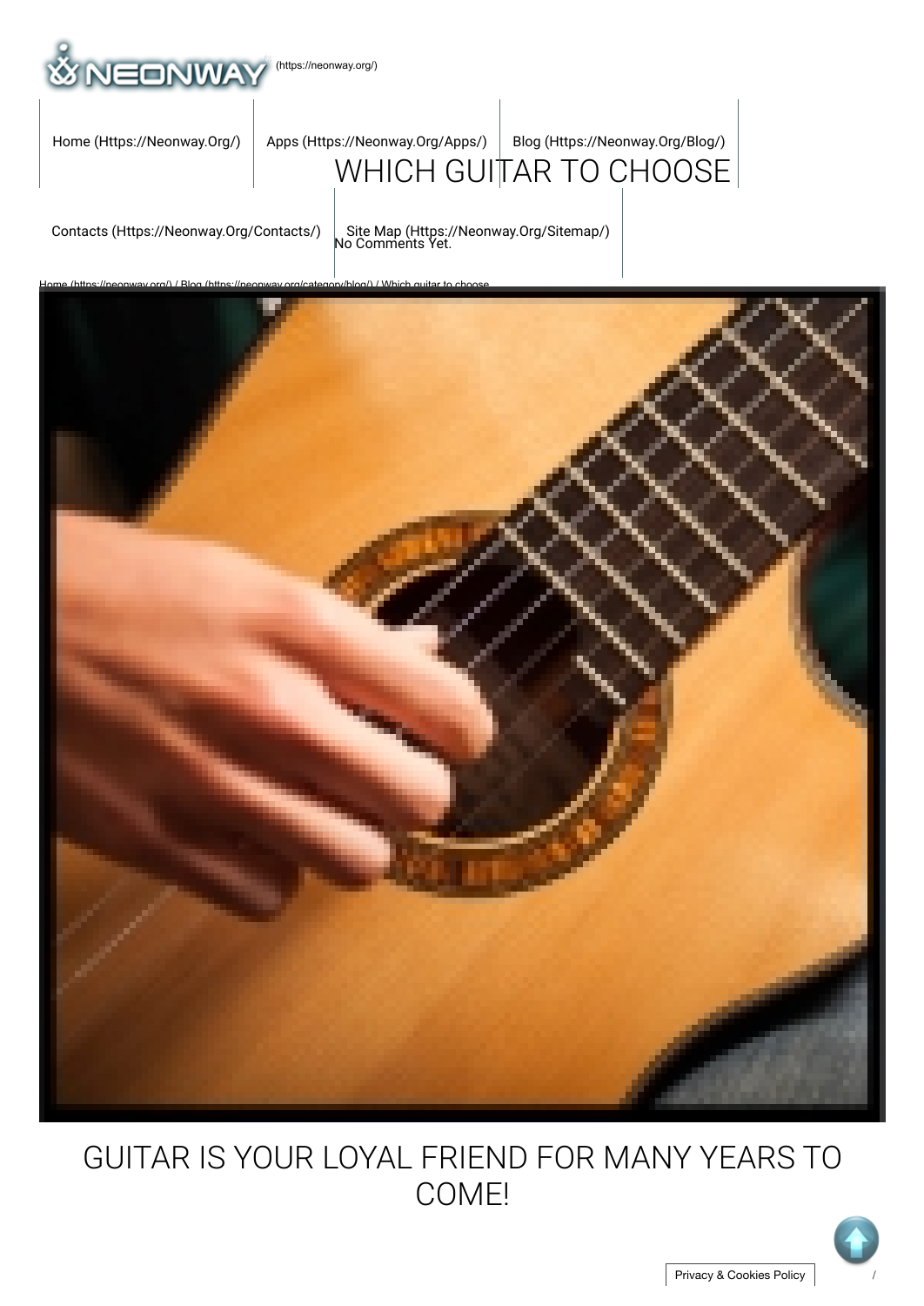(https://neonway.org/)

Home (Https://Neonway.Org/) | Apps (Https://Neonway.Org/Apps/) | Blog (Https://Neonway.Org/Blog/) | Contacts (Https://Neonway.Org/Contacts/) | Site Map (Https://Neonway.Org/Sitemap/)

# WHICH GUITAR TO CHOOSE

No Comments Yet.

Home (https://neonway.org/) / Blog (https://neonway.org/category/blog/) / Which guitar to choose

## GUITAR IS YOUR LOYAL FRIEND FOR MANY YEARS TO COME!

Privacy & Cookies Policy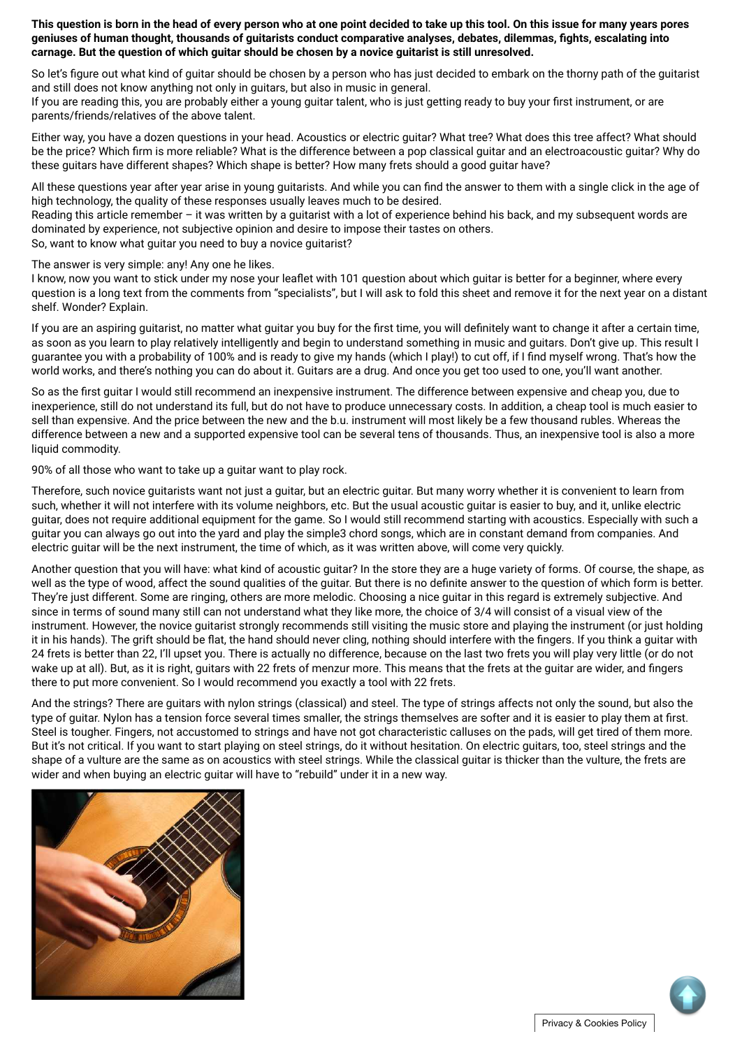**This question is born in the head of every person who at one point decided to take up this tool. On this issue for many years pores geniuses of human thought, thousands of guitarists conduct comparative analyses, debates, dilemmas, fights, escalating into carnage. But the question of which guitar should be chosen by a novice guitarist is still unresolved.**

So let's figure out what kind of guitar should be chosen by a person who has just decided to embark on the thorny path of the guitarist and still does not know anything not only in guitars, but also in music in general.
If you are reading this, you are probably either a young guitar talent, who is just getting ready to buy your first instrument, or are parents/friends/relatives of the above talent.

Either way, you have a dozen questions in your head. Acoustics or electric guitar? What tree? What does this tree affect? What should be the price? Which firm is more reliable? What is the difference between a pop classical guitar and an electroacoustic guitar? Why do these guitars have different shapes? Which shape is better? How many frets should a good guitar have?

All these questions year after year arise in young guitarists. And while you can find the answer to them with a single click in the age of high technology, the quality of these responses usually leaves much to be desired.
Reading this article remember – it was written by a guitarist with a lot of experience behind his back, and my subsequent words are dominated by experience, not subjective opinion and desire to impose their tastes on others.
So, want to know what guitar you need to buy a novice guitarist?

The answer is very simple: any! Any one he likes.
I know, now you want to stick under my nose your leaflet with 101 question about which guitar is better for a beginner, where every question is a long text from the comments from "specialists", but I will ask to fold this sheet and remove it for the next year on a distant shelf. Wonder? Explain.

If you are an aspiring guitarist, no matter what guitar you buy for the first time, you will definitely want to change it after a certain time, as soon as you learn to play relatively intelligently and begin to understand something in music and guitars. Don't give up. This result I guarantee you with a probability of 100% and is ready to give my hands (which I play!) to cut off, if I find myself wrong. That's how the world works, and there's nothing you can do about it. Guitars are a drug. And once you get too used to one, you'll want another.

So as the first guitar I would still recommend an inexpensive instrument. The difference between expensive and cheap you, due to inexperience, still do not understand its full, but do not have to produce unnecessary costs. In addition, a cheap tool is much easier to sell than expensive. And the price between the new and the b.u. instrument will most likely be a few thousand rubles. Whereas the difference between a new and a supported expensive tool can be several tens of thousands. Thus, an inexpensive tool is also a more liquid commodity.

90% of all those who want to take up a guitar want to play rock.

Therefore, such novice guitarists want not just a guitar, but an electric guitar. But many worry whether it is convenient to learn from such, whether it will not interfere with its volume neighbors, etc. But the usual acoustic guitar is easier to buy, and it, unlike electric guitar, does not require additional equipment for the game. So I would still recommend starting with acoustics. Especially with such a guitar you can always go out into the yard and play the simple3 chord songs, which are in constant demand from companies. And electric guitar will be the next instrument, the time of which, as it was written above, will come very quickly.

Another question that you will have: what kind of acoustic guitar? In the store they are a huge variety of forms. Of course, the shape, as well as the type of wood, affect the sound qualities of the guitar. But there is no definite answer to the question of which form is better. They're just different. Some are ringing, others are more melodic. Choosing a nice guitar in this regard is extremely subjective. And since in terms of sound many still can not understand what they like more, the choice of 3/4 will consist of a visual view of the instrument. However, the novice guitarist strongly recommends still visiting the music store and playing the instrument (or just holding it in his hands). The grift should be flat, the hand should never cling, nothing should interfere with the fingers. If you think a guitar with 24 frets is better than 22, I'll upset you. There is actually no difference, because on the last two frets you will play very little (or do not wake up at all). But, as it is right, guitars with 22 frets of menzur more. This means that the frets at the guitar are wider, and fingers there to put more convenient. So I would recommend you exactly a tool with 22 frets.

And the strings? There are guitars with nylon strings (classical) and steel. The type of strings affects not only the sound, but also the type of guitar. Nylon has a tension force several times smaller, the strings themselves are softer and it is easier to play them at first. Steel is tougher. Fingers, not accustomed to strings and have not got characteristic calluses on the pads, will get tired of them more. But it's not critical. If you want to start playing on steel strings, do it without hesitation. On electric guitars, too, steel strings and the shape of a vulture are the same as on acoustics with steel strings. While the classical guitar is thicker than the vulture, the frets are wider and when buying an electric guitar will have to "rebuild" under it in a new way.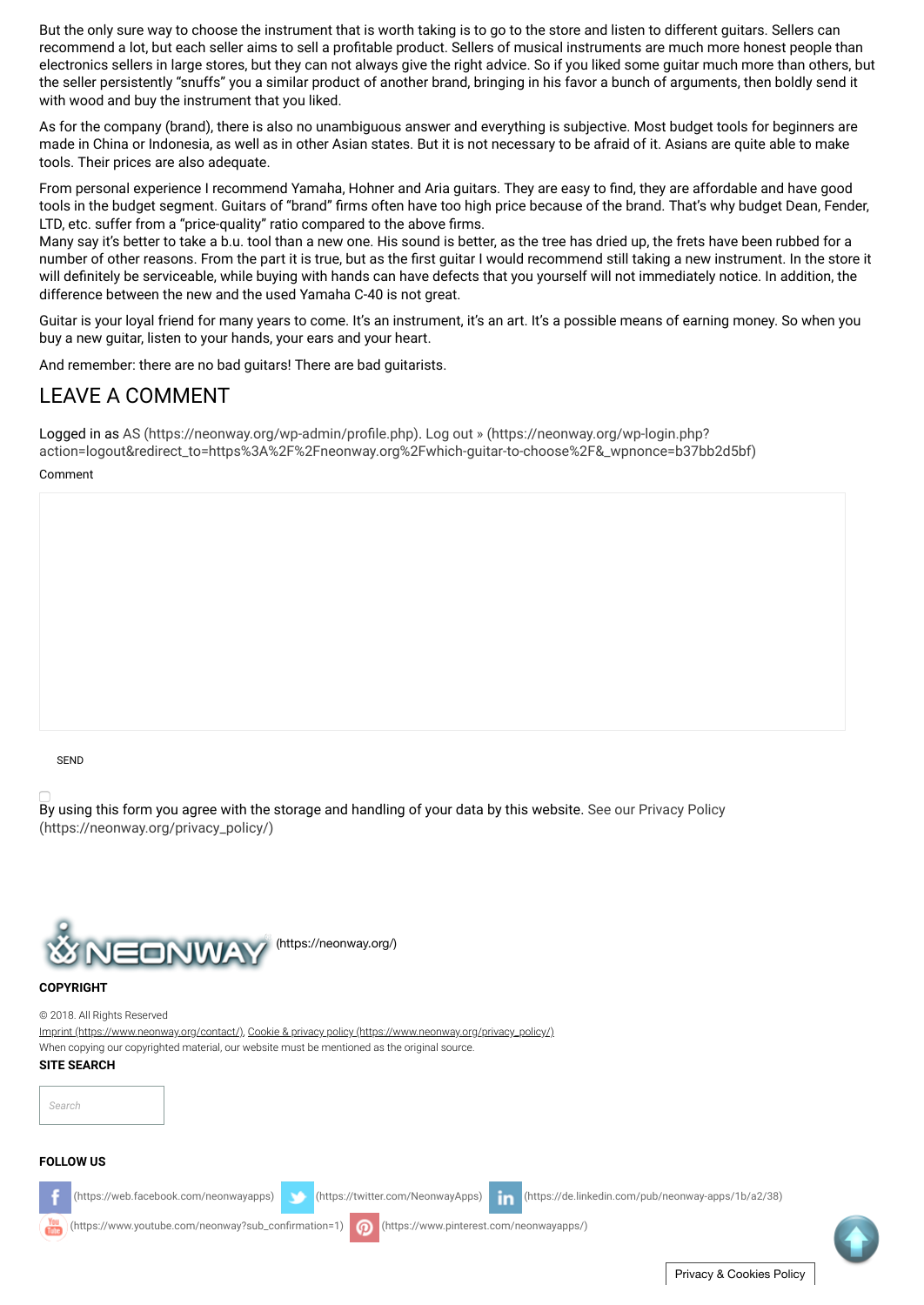But the only sure way to choose the instrument that is worth taking is to go to the store and listen to different guitars. Sellers can recommend a lot, but each seller aims to sell a profitable product. Sellers of musical instruments are much more honest people than electronics sellers in large stores, but they can not always give the right advice. So if you liked some guitar much more than others, but the seller persistently "snuffs" you a similar product of another brand, bringing in his favor a bunch of arguments, then boldly send it with wood and buy the instrument that you liked.

As for the company (brand), there is also no unambiguous answer and everything is subjective. Most budget tools for beginners are made in China or Indonesia, as well as in other Asian states. But it is not necessary to be afraid of it. Asians are quite able to make tools. Their prices are also adequate.

From personal experience I recommend Yamaha, Hohner and Aria guitars. They are easy to find, they are affordable and have good tools in the budget segment. Guitars of "brand" firms often have too high price because of the brand. That's why budget Dean, Fender, LTD, etc. suffer from a "price-quality" ratio compared to the above firms.
Many say it's better to take a b.u. tool than a new one. His sound is better, as the tree has dried up, the frets have been rubbed for a number of other reasons. From the part it is true, but as the first guitar I would recommend still taking a new instrument. In the store it will definitely be serviceable, while buying with hands can have defects that you yourself will not immediately notice. In addition, the difference between the new and the used Yamaha C-40 is not great.

Guitar is your loyal friend for many years to come. It's an instrument, it's an art. It's a possible means of earning money. So when you buy a new guitar, listen to your hands, your ears and your heart.

And remember: there are no bad guitars! There are bad guitarists.

## LEAVE A COMMENT

Logged in as AS (https://neonway.org/wp-admin/profile.php). Log out » (https://neonway.org/wp-login.php?action=logout&redirect_to=https%3A%2F%2Fneonway.org%2Fwhich-guitar-to-choose%2F&_wpnonce=b37bb2d5bf)

Comment

SEND

By using this form you agree with the storage and handling of your data by this website. See our Privacy Policy (https://neonway.org/privacy_policy/)

NEONWAY (https://neonway.org/)

**COPYRIGHT**

© 2018. All Rights Reserved

Imprint (https://www.neonway.org/contact/), Cookie & privacy policy (https://www.neonway.org/privacy_policy/)

When copying our copyrighted material, our website must be mentioned as the original source.

**SITE SEARCH**

Search

**FOLLOW US**

(https://web.facebook.com/neonwayapps) (https://twitter.com/NeonwayApps) (https://de.linkedin.com/pub/neonway-apps/1b/a2/38)
(https://www.youtube.com/neonway?sub_confirmation=1) (https://www.pinterest.com/neonwayapps/)

Privacy & Cookies Policy